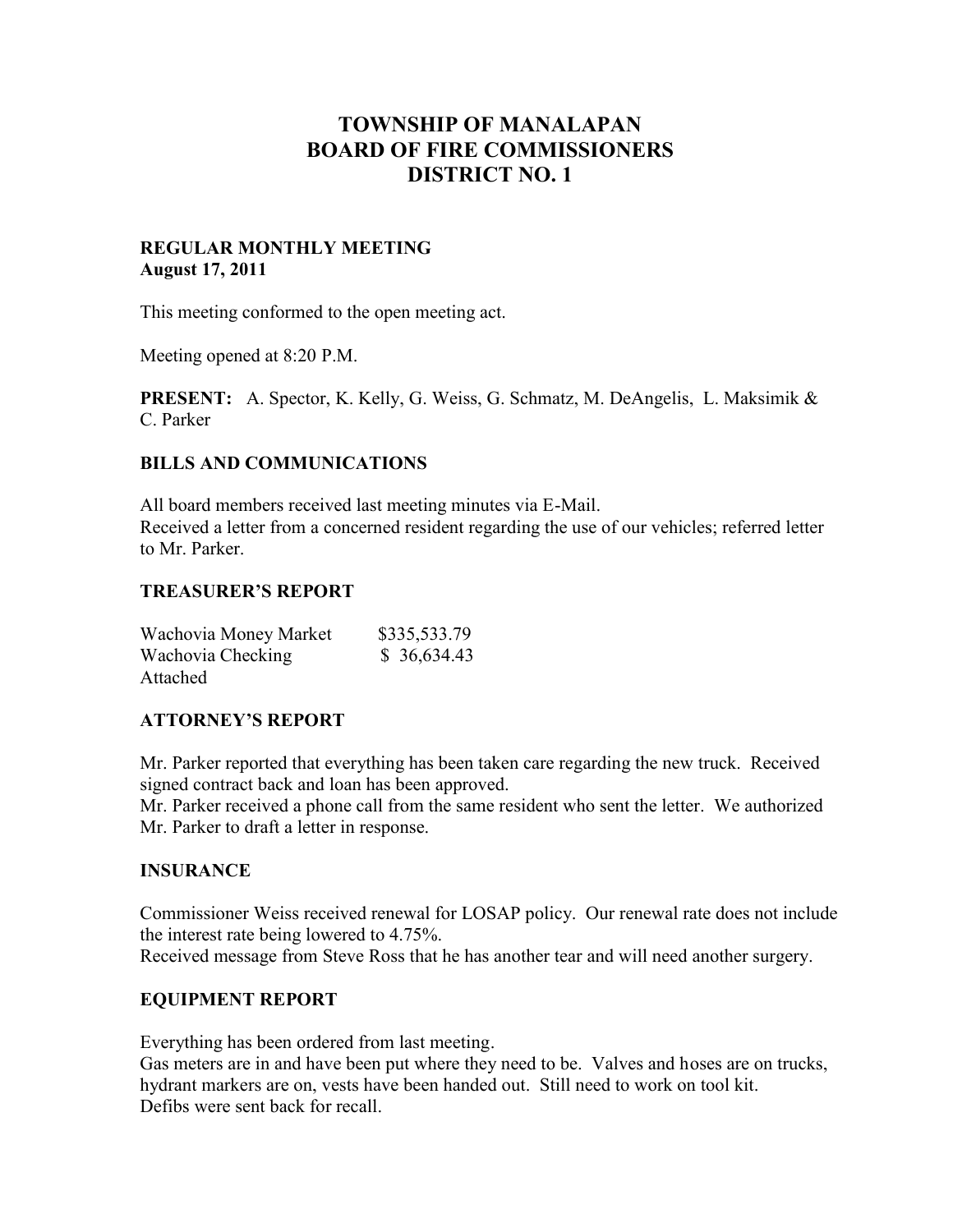# TOWNSHIP OF MANALAPAN
# BOARD OF FIRE COMMISSIONERS
# DISTRICT NO. 1

**REGULAR MONTHLY MEETING**
**August 17, 2011**

This meeting conformed to the open meeting act.

Meeting opened at 8:20 P.M.

**PRESENT:** A. Spector, K. Kelly, G. Weiss, G. Schmatz, M. DeAngelis, L. Maksimik & C. Parker

## BILLS AND COMMUNICATIONS

All board members received last meeting minutes via E-Mail.
Received a letter from a concerned resident regarding the use of our vehicles; referred letter to Mr. Parker.

## TREASURER'S REPORT

| | |
|---|---|
| Wachovia Money Market | $335,533.79 |
| Wachovia Checking | $ 36,634.43 |

Attached

## ATTORNEY'S REPORT

Mr. Parker reported that everything has been taken care regarding the new truck. Received signed contract back and loan has been approved.
Mr. Parker received a phone call from the same resident who sent the letter. We authorized Mr. Parker to draft a letter in response.

## INSURANCE

Commissioner Weiss received renewal for LOSAP policy. Our renewal rate does not include the interest rate being lowered to 4.75%.
Received message from Steve Ross that he has another tear and will need another surgery.

## EQUIPMENT REPORT

Everything has been ordered from last meeting.
Gas meters are in and have been put where they need to be. Valves and hoses are on trucks, hydrant markers are on, vests have been handed out. Still need to work on tool kit.
Defibs were sent back for recall.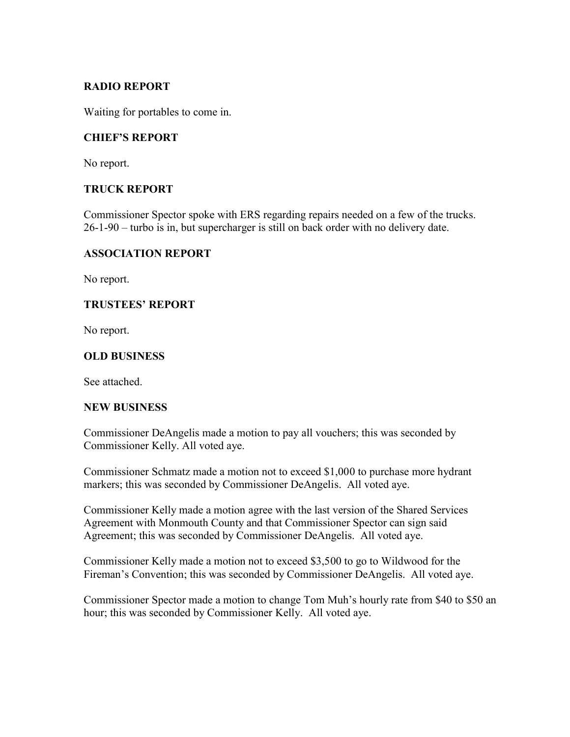## RADIO REPORT

Waiting for portables to come in.

## CHIEF'S REPORT

No report.

## TRUCK REPORT

Commissioner Spector spoke with ERS regarding repairs needed on a few of the trucks. 26-1-90 – turbo is in, but supercharger is still on back order with no delivery date.

## ASSOCIATION REPORT

No report.

## TRUSTEES' REPORT

No report.

## OLD BUSINESS

See attached.

## NEW BUSINESS

Commissioner DeAngelis made a motion to pay all vouchers; this was seconded by Commissioner Kelly. All voted aye.

Commissioner Schmatz made a motion not to exceed $1,000 to purchase more hydrant markers; this was seconded by Commissioner DeAngelis. All voted aye.

Commissioner Kelly made a motion agree with the last version of the Shared Services Agreement with Monmouth County and that Commissioner Spector can sign said Agreement; this was seconded by Commissioner DeAngelis. All voted aye.

Commissioner Kelly made a motion not to exceed $3,500 to go to Wildwood for the Fireman's Convention; this was seconded by Commissioner DeAngelis. All voted aye.

Commissioner Spector made a motion to change Tom Muh's hourly rate from $40 to $50 an hour; this was seconded by Commissioner Kelly. All voted aye.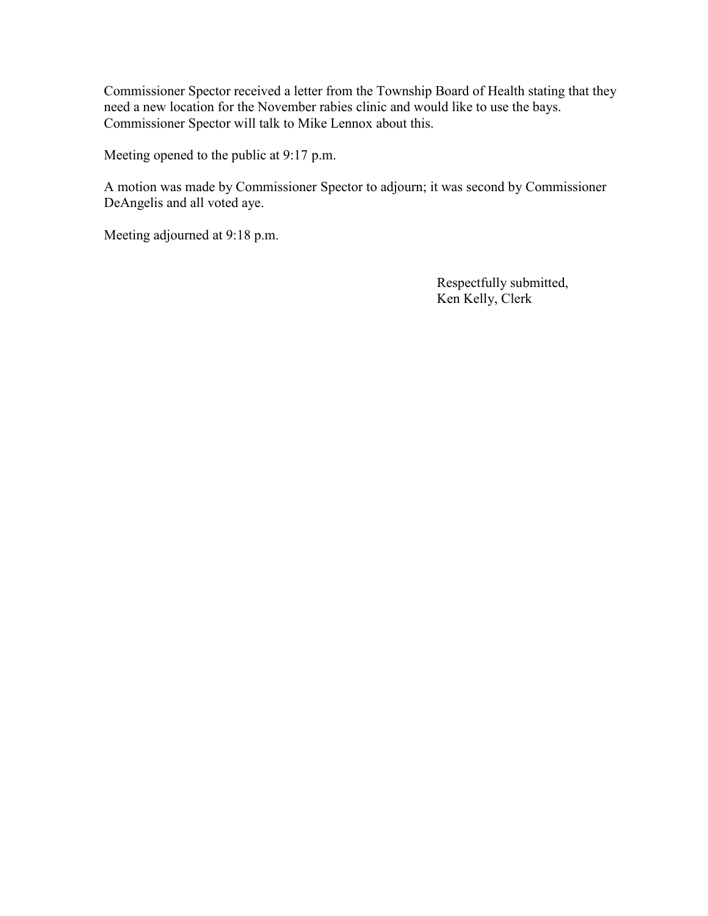Commissioner Spector received a letter from the Township Board of Health stating that they need a new location for the November rabies clinic and would like to use the bays. Commissioner Spector will talk to Mike Lennox about this.

Meeting opened to the public at 9:17 p.m.

A motion was made by Commissioner Spector to adjourn; it was second by Commissioner DeAngelis and all voted aye.

Meeting adjourned at 9:18 p.m.

Respectfully submitted,
Ken Kelly, Clerk